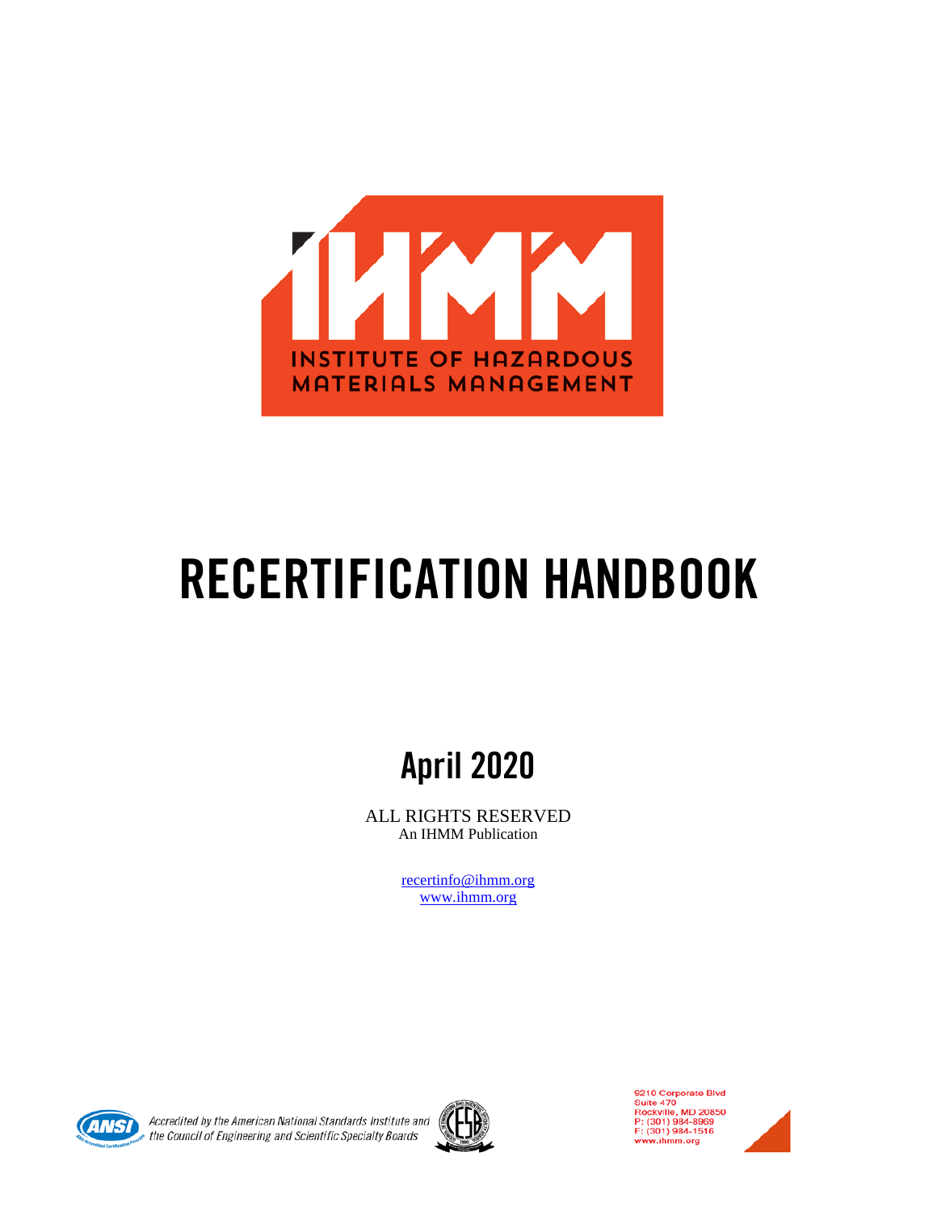IHMM

INSTITUTE OF HAZARDOUS MATERIALS MANAGEMENT

# RECERTIFICATION HANDBOOK

## April 2020

ALL RIGHTS RESERVED

An IHMM Publication

recertinfo@ihmm.org

www.ihmm.org

*Accredited by the American National Standards Institute and the Council of Engineering and Scientific Specialty Boards*

9210 Corporate Blvd
Suite 470
Rockville, MD 20850
P: (301) 984-8969
F: (301) 984-1516
www.ihmm.org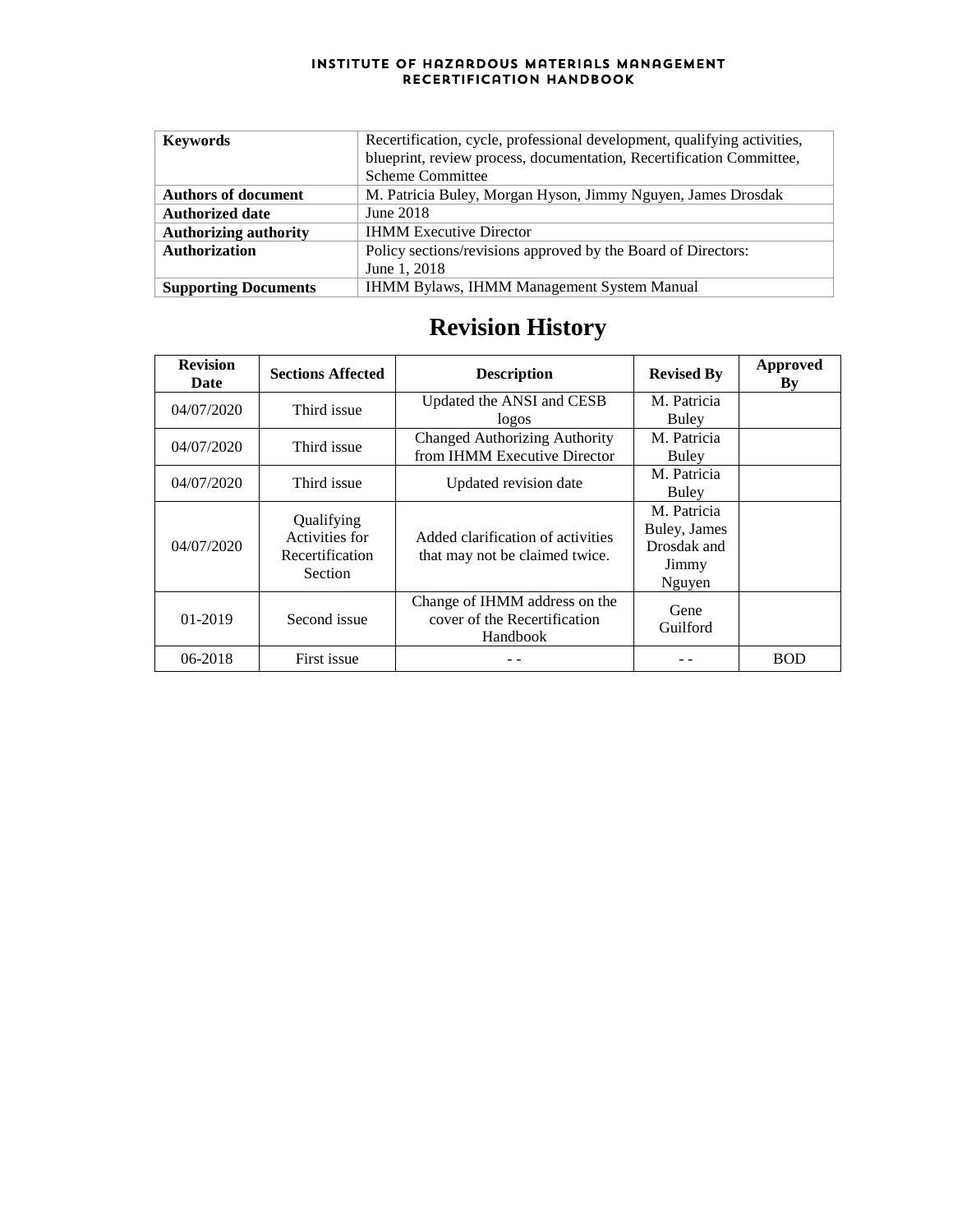| Keywords | Recertification, cycle, professional development, qualifying activities, blueprint, review process, documentation, Recertification Committee, Scheme Committee |
|---|---|
| Authors of document | M. Patricia Buley, Morgan Hyson, Jimmy Nguyen, James Drosdak |
| Authorized date | June 2018 |
| Authorizing authority | IHMM Executive Director |
| Authorization | Policy sections/revisions approved by the Board of Directors: June 1, 2018 |
| Supporting Documents | IHMM Bylaws, IHMM Management System Manual |

# Revision History

| Revision Date | Sections Affected | Description | Revised By | Approved By |
|---|---|---|---|---|
| 04/07/2020 | Third issue | Updated the ANSI and CESB logos | M. Patricia Buley | |
| 04/07/2020 | Third issue | Changed Authorizing Authority from IHMM Executive Director | M. Patricia Buley | |
| 04/07/2020 | Third issue | Updated revision date | M. Patricia Buley | |
| 04/07/2020 | Qualifying Activities for Recertification Section | Added clarification of activities that may not be claimed twice. | M. Patricia Buley, James Drosdak and Jimmy Nguyen | |
| 01-2019 | Second issue | Change of IHMM address on the cover of the Recertification Handbook | Gene Guilford | |
| 06-2018 | First issue | - - | - - | BOD |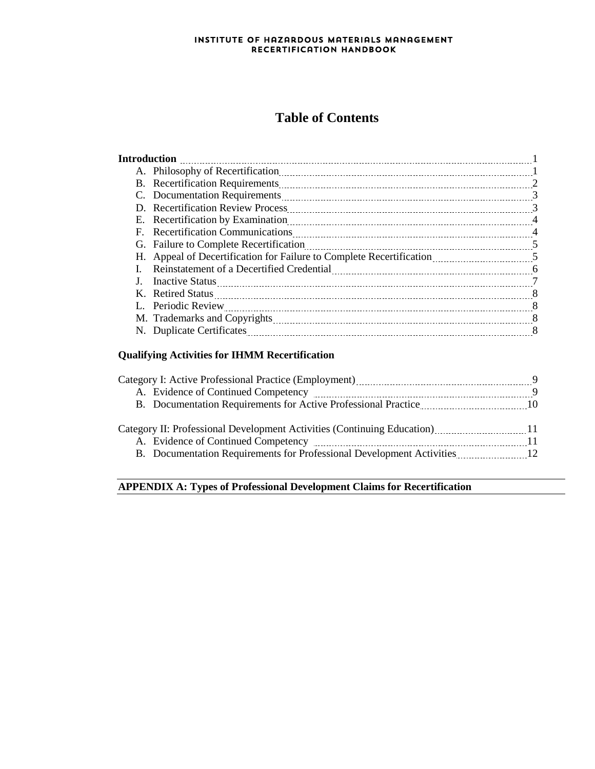# Table of Contents

**Introduction** 1

A. Philosophy of Recertification 1
B. Recertification Requirements 2
C. Documentation Requirements 3
D. Recertification Review Process 3
E. Recertification by Examination 4
F. Recertification Communications 4
G. Failure to Complete Recertification 5
H. Appeal of Decertification for Failure to Complete Recertification 5
I. Reinstatement of a Decertified Credential 6
J. Inactive Status 7
K. Retired Status 8
L. Periodic Review 8
M. Trademarks and Copyrights 8
N. Duplicate Certificates 8

**Qualifying Activities for IHMM Recertification**

Category I: Active Professional Practice (Employment) 9

A. Evidence of Continued Competency 9
B. Documentation Requirements for Active Professional Practice 10

Category II: Professional Development Activities (Continuing Education) 11

A. Evidence of Continued Competency 11
B. Documentation Requirements for Professional Development Activities 12

**APPENDIX A: Types of Professional Development Claims for Recertification**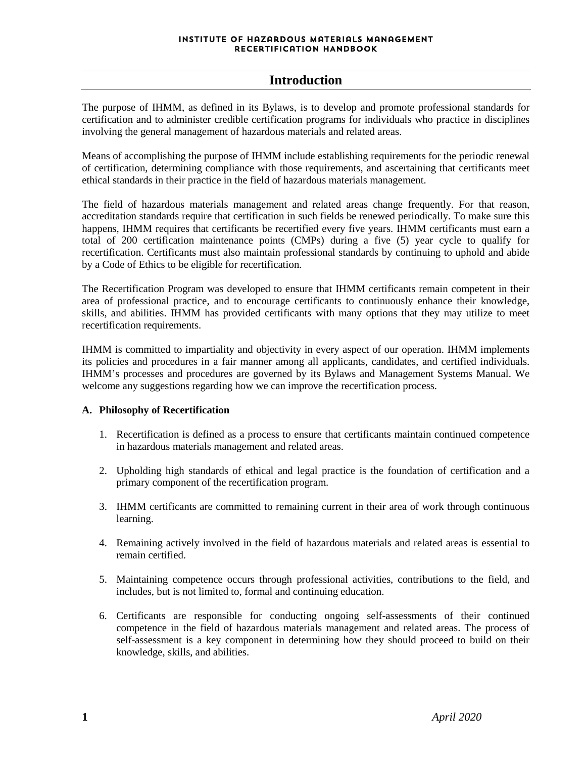# Introduction

The purpose of IHMM, as defined in its Bylaws, is to develop and promote professional standards for certification and to administer credible certification programs for individuals who practice in disciplines involving the general management of hazardous materials and related areas.

Means of accomplishing the purpose of IHMM include establishing requirements for the periodic renewal of certification, determining compliance with those requirements, and ascertaining that certificants meet ethical standards in their practice in the field of hazardous materials management.

The field of hazardous materials management and related areas change frequently. For that reason, accreditation standards require that certification in such fields be renewed periodically. To make sure this happens, IHMM requires that certificants be recertified every five years. IHMM certificants must earn a total of 200 certification maintenance points (CMPs) during a five (5) year cycle to qualify for recertification. Certificants must also maintain professional standards by continuing to uphold and abide by a Code of Ethics to be eligible for recertification.

The Recertification Program was developed to ensure that IHMM certificants remain competent in their area of professional practice, and to encourage certificants to continuously enhance their knowledge, skills, and abilities. IHMM has provided certificants with many options that they may utilize to meet recertification requirements.

IHMM is committed to impartiality and objectivity in every aspect of our operation. IHMM implements its policies and procedures in a fair manner among all applicants, candidates, and certified individuals. IHMM's processes and procedures are governed by its Bylaws and Management Systems Manual. We welcome any suggestions regarding how we can improve the recertification process.

**A. Philosophy of Recertification**

1. Recertification is defined as a process to ensure that certificants maintain continued competence in hazardous materials management and related areas.

2. Upholding high standards of ethical and legal practice is the foundation of certification and a primary component of the recertification program.

3. IHMM certificants are committed to remaining current in their area of work through continuous learning.

4. Remaining actively involved in the field of hazardous materials and related areas is essential to remain certified.

5. Maintaining competence occurs through professional activities, contributions to the field, and includes, but is not limited to, formal and continuing education.

6. Certificants are responsible for conducting ongoing self-assessments of their continued competence in the field of hazardous materials management and related areas. The process of self-assessment is a key component in determining how they should proceed to build on their knowledge, skills, and abilities.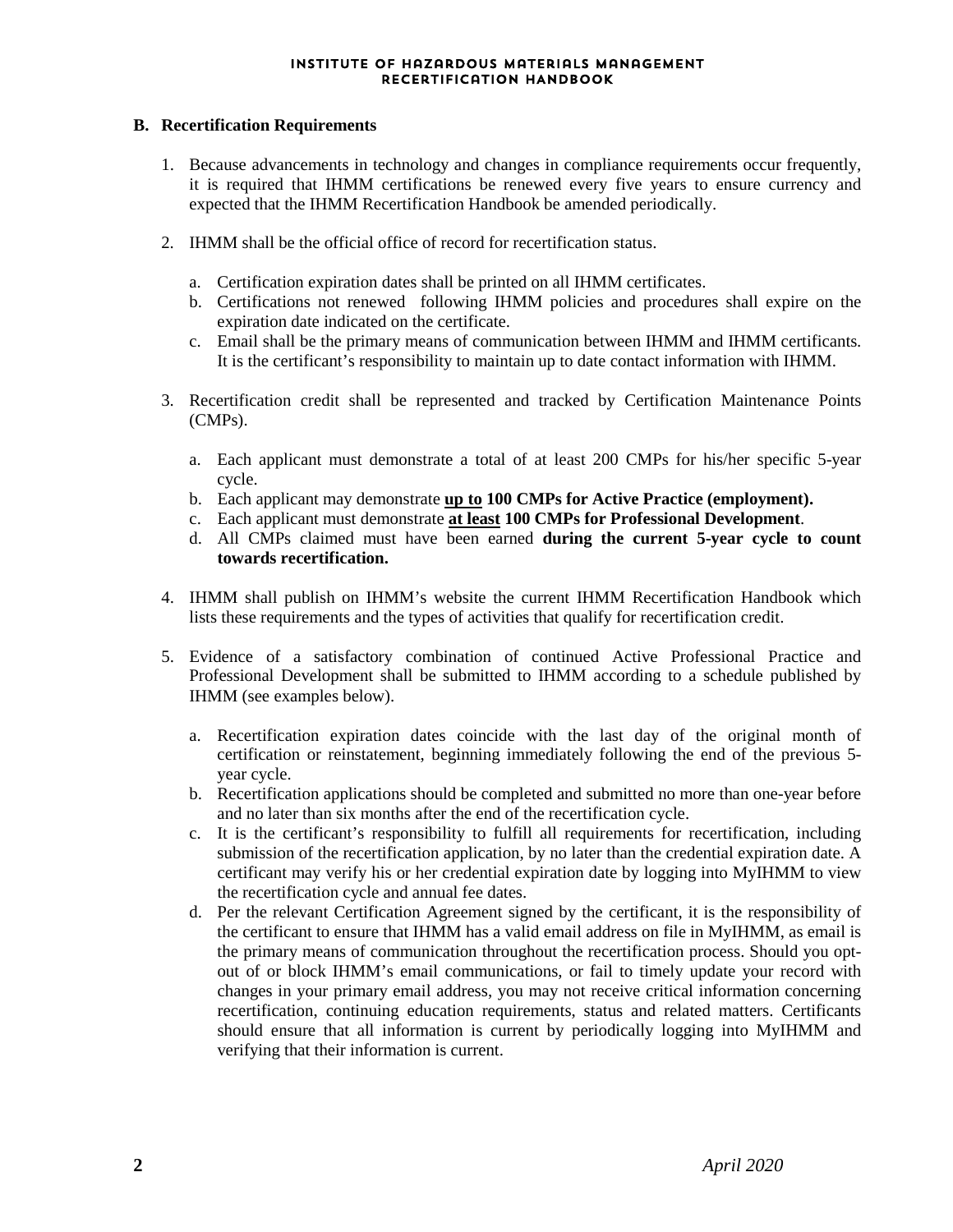### B. Recertification Requirements

1. Because advancements in technology and changes in compliance requirements occur frequently, it is required that IHMM certifications be renewed every five years to ensure currency and expected that the IHMM Recertification Handbook be amended periodically.

2. IHMM shall be the official office of record for recertification status.

   a. Certification expiration dates shall be printed on all IHMM certificates.
   b. Certifications not renewed following IHMM policies and procedures shall expire on the expiration date indicated on the certificate.
   c. Email shall be the primary means of communication between IHMM and IHMM certificants. It is the certificant's responsibility to maintain up to date contact information with IHMM.

3. Recertification credit shall be represented and tracked by Certification Maintenance Points (CMPs).

   a. Each applicant must demonstrate a total of at least 200 CMPs for his/her specific 5-year cycle.
   b. Each applicant may demonstrate **up to 100 CMPs for Active Practice (employment).**
   c. Each applicant must demonstrate **at least 100 CMPs for Professional Development**.
   d. All CMPs claimed must have been earned **during the current 5-year cycle to count towards recertification.**

4. IHMM shall publish on IHMM's website the current IHMM Recertification Handbook which lists these requirements and the types of activities that qualify for recertification credit.

5. Evidence of a satisfactory combination of continued Active Professional Practice and Professional Development shall be submitted to IHMM according to a schedule published by IHMM (see examples below).

   a. Recertification expiration dates coincide with the last day of the original month of certification or reinstatement, beginning immediately following the end of the previous 5-year cycle.
   b. Recertification applications should be completed and submitted no more than one-year before and no later than six months after the end of the recertification cycle.
   c. It is the certificant's responsibility to fulfill all requirements for recertification, including submission of the recertification application, by no later than the credential expiration date. A certificant may verify his or her credential expiration date by logging into MyIHMM to view the recertification cycle and annual fee dates.
   d. Per the relevant Certification Agreement signed by the certificant, it is the responsibility of the certificant to ensure that IHMM has a valid email address on file in MyIHMM, as email is the primary means of communication throughout the recertification process. Should you opt-out of or block IHMM's email communications, or fail to timely update your record with changes in your primary email address, you may not receive critical information concerning recertification, continuing education requirements, status and related matters. Certificants should ensure that all information is current by periodically logging into MyIHMM and verifying that their information is current.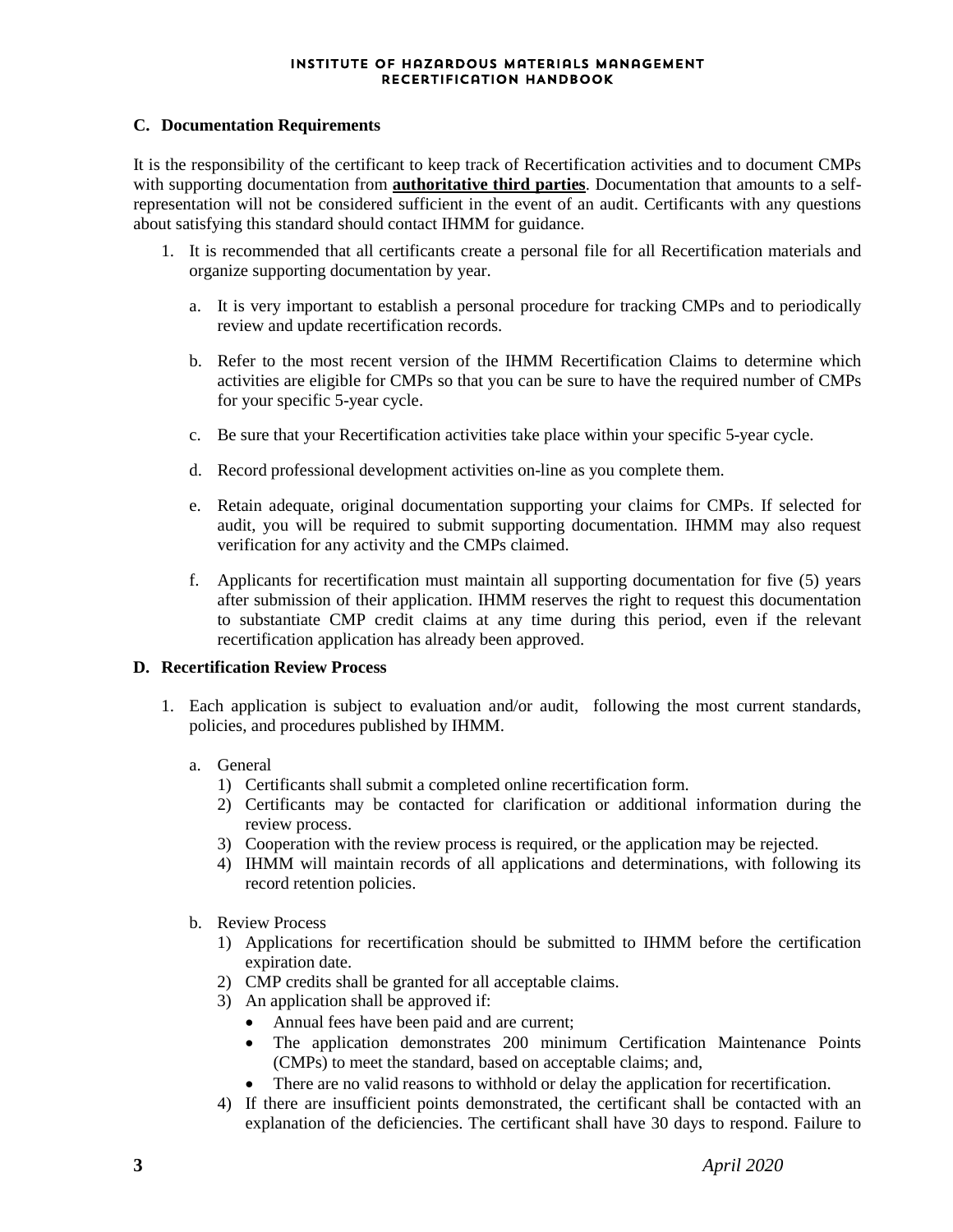### C. Documentation Requirements

It is the responsibility of the certificant to keep track of Recertification activities and to document CMPs with supporting documentation from **authoritative third parties**. Documentation that amounts to a self-representation will not be considered sufficient in the event of an audit. Certificants with any questions about satisfying this standard should contact IHMM for guidance.

1. It is recommended that all certificants create a personal file for all Recertification materials and organize supporting documentation by year.

   a. It is very important to establish a personal procedure for tracking CMPs and to periodically review and update recertification records.

   b. Refer to the most recent version of the IHMM Recertification Claims to determine which activities are eligible for CMPs so that you can be sure to have the required number of CMPs for your specific 5-year cycle.

   c. Be sure that your Recertification activities take place within your specific 5-year cycle.

   d. Record professional development activities on-line as you complete them.

   e. Retain adequate, original documentation supporting your claims for CMPs. If selected for audit, you will be required to submit supporting documentation. IHMM may also request verification for any activity and the CMPs claimed.

   f. Applicants for recertification must maintain all supporting documentation for five (5) years after submission of their application. IHMM reserves the right to request this documentation to substantiate CMP credit claims at any time during this period, even if the relevant recertification application has already been approved.

### D. Recertification Review Process

1. Each application is subject to evaluation and/or audit, following the most current standards, policies, and procedures published by IHMM.

   a. General
      1) Certificants shall submit a completed online recertification form.
      2) Certificants may be contacted for clarification or additional information during the review process.
      3) Cooperation with the review process is required, or the application may be rejected.
      4) IHMM will maintain records of all applications and determinations, with following its record retention policies.

   b. Review Process
      1) Applications for recertification should be submitted to IHMM before the certification expiration date.
      2) CMP credits shall be granted for all acceptable claims.
      3) An application shall be approved if:
         - Annual fees have been paid and are current;
         - The application demonstrates 200 minimum Certification Maintenance Points (CMPs) to meet the standard, based on acceptable claims; and,
         - There are no valid reasons to withhold or delay the application for recertification.
      4) If there are insufficient points demonstrated, the certificant shall be contacted with an explanation of the deficiencies. The certificant shall have 30 days to respond. Failure to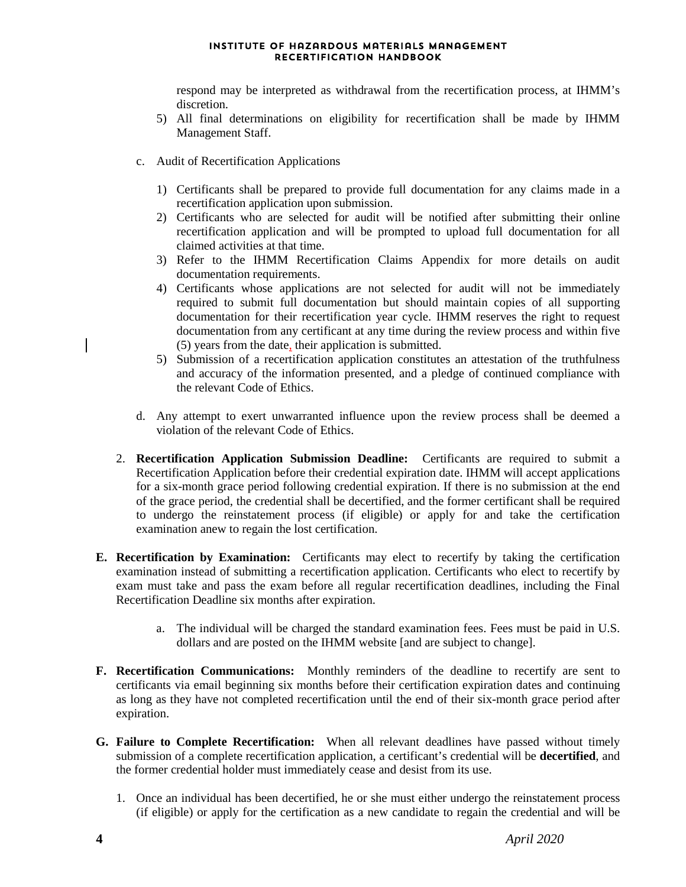respond may be interpreted as withdrawal from the recertification process, at IHMM's discretion.

5) All final determinations on eligibility for recertification shall be made by IHMM Management Staff.

c. Audit of Recertification Applications

1) Certificants shall be prepared to provide full documentation for any claims made in a recertification application upon submission.
2) Certificants who are selected for audit will be notified after submitting their online recertification application and will be prompted to upload full documentation for all claimed activities at that time.
3) Refer to the IHMM Recertification Claims Appendix for more details on audit documentation requirements.
4) Certificants whose applications are not selected for audit will not be immediately required to submit full documentation but should maintain copies of all supporting documentation for their recertification year cycle. IHMM reserves the right to request documentation from any certificant at any time during the review process and within five (5) years from the date, their application is submitted.
5) Submission of a recertification application constitutes an attestation of the truthfulness and accuracy of the information presented, and a pledge of continued compliance with the relevant Code of Ethics.

d. Any attempt to exert unwarranted influence upon the review process shall be deemed a violation of the relevant Code of Ethics.

2. **Recertification Application Submission Deadline:** Certificants are required to submit a Recertification Application before their credential expiration date. IHMM will accept applications for a six-month grace period following credential expiration. If there is no submission at the end of the grace period, the credential shall be decertified, and the former certificant shall be required to undergo the reinstatement process (if eligible) or apply for and take the certification examination anew to regain the lost certification.

**E. Recertification by Examination:** Certificants may elect to recertify by taking the certification examination instead of submitting a recertification application. Certificants who elect to recertify by exam must take and pass the exam before all regular recertification deadlines, including the Final Recertification Deadline six months after expiration.

a. The individual will be charged the standard examination fees. Fees must be paid in U.S. dollars and are posted on the IHMM website [and are subject to change].

**F. Recertification Communications:** Monthly reminders of the deadline to recertify are sent to certificants via email beginning six months before their certification expiration dates and continuing as long as they have not completed recertification until the end of their six-month grace period after expiration.

**G. Failure to Complete Recertification:** When all relevant deadlines have passed without timely submission of a complete recertification application, a certificant's credential will be **decertified**, and the former credential holder must immediately cease and desist from its use.

1. Once an individual has been decertified, he or she must either undergo the reinstatement process (if eligible) or apply for the certification as a new candidate to regain the credential and will be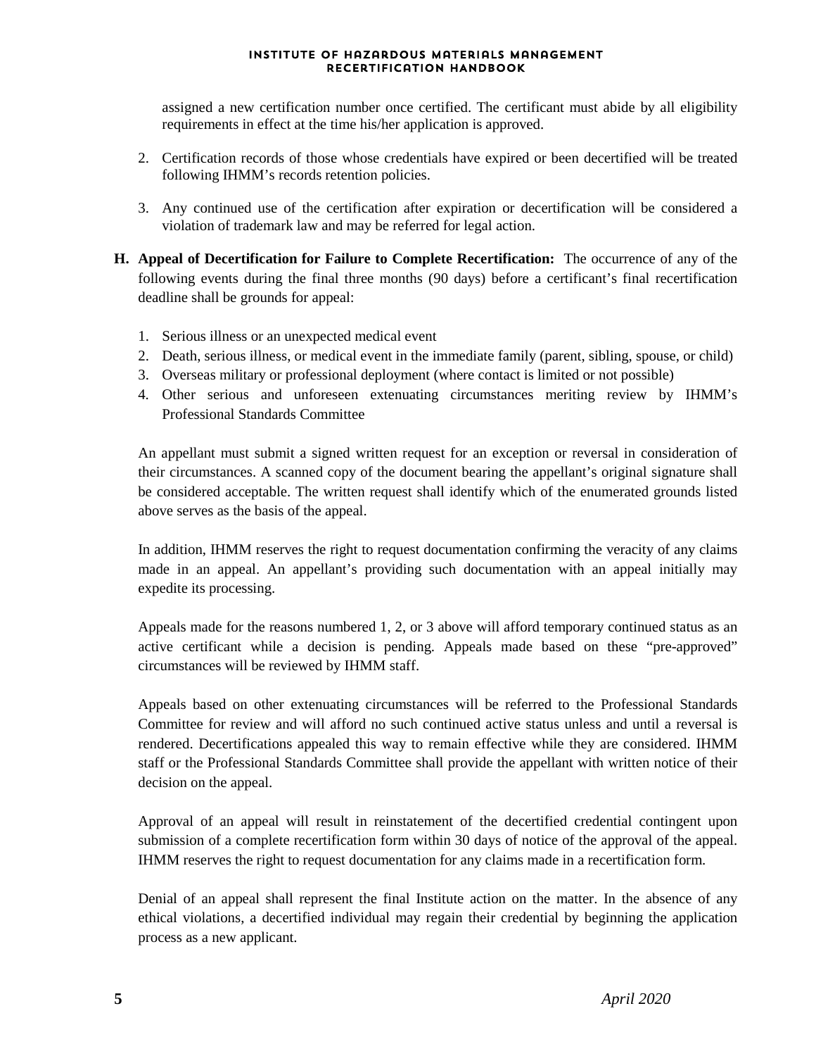assigned a new certification number once certified. The certificant must abide by all eligibility requirements in effect at the time his/her application is approved.

2. Certification records of those whose credentials have expired or been decertified will be treated following IHMM's records retention policies.

3. Any continued use of the certification after expiration or decertification will be considered a violation of trademark law and may be referred for legal action.

**H. Appeal of Decertification for Failure to Complete Recertification:** The occurrence of any of the following events during the final three months (90 days) before a certificant's final recertification deadline shall be grounds for appeal:

1. Serious illness or an unexpected medical event
2. Death, serious illness, or medical event in the immediate family (parent, sibling, spouse, or child)
3. Overseas military or professional deployment (where contact is limited or not possible)
4. Other serious and unforeseen extenuating circumstances meriting review by IHMM's Professional Standards Committee

An appellant must submit a signed written request for an exception or reversal in consideration of their circumstances. A scanned copy of the document bearing the appellant's original signature shall be considered acceptable. The written request shall identify which of the enumerated grounds listed above serves as the basis of the appeal.

In addition, IHMM reserves the right to request documentation confirming the veracity of any claims made in an appeal. An appellant's providing such documentation with an appeal initially may expedite its processing.

Appeals made for the reasons numbered 1, 2, or 3 above will afford temporary continued status as an active certificant while a decision is pending. Appeals made based on these "pre-approved" circumstances will be reviewed by IHMM staff.

Appeals based on other extenuating circumstances will be referred to the Professional Standards Committee for review and will afford no such continued active status unless and until a reversal is rendered. Decertifications appealed this way to remain effective while they are considered. IHMM staff or the Professional Standards Committee shall provide the appellant with written notice of their decision on the appeal.

Approval of an appeal will result in reinstatement of the decertified credential contingent upon submission of a complete recertification form within 30 days of notice of the approval of the appeal. IHMM reserves the right to request documentation for any claims made in a recertification form.

Denial of an appeal shall represent the final Institute action on the matter. In the absence of any ethical violations, a decertified individual may regain their credential by beginning the application process as a new applicant.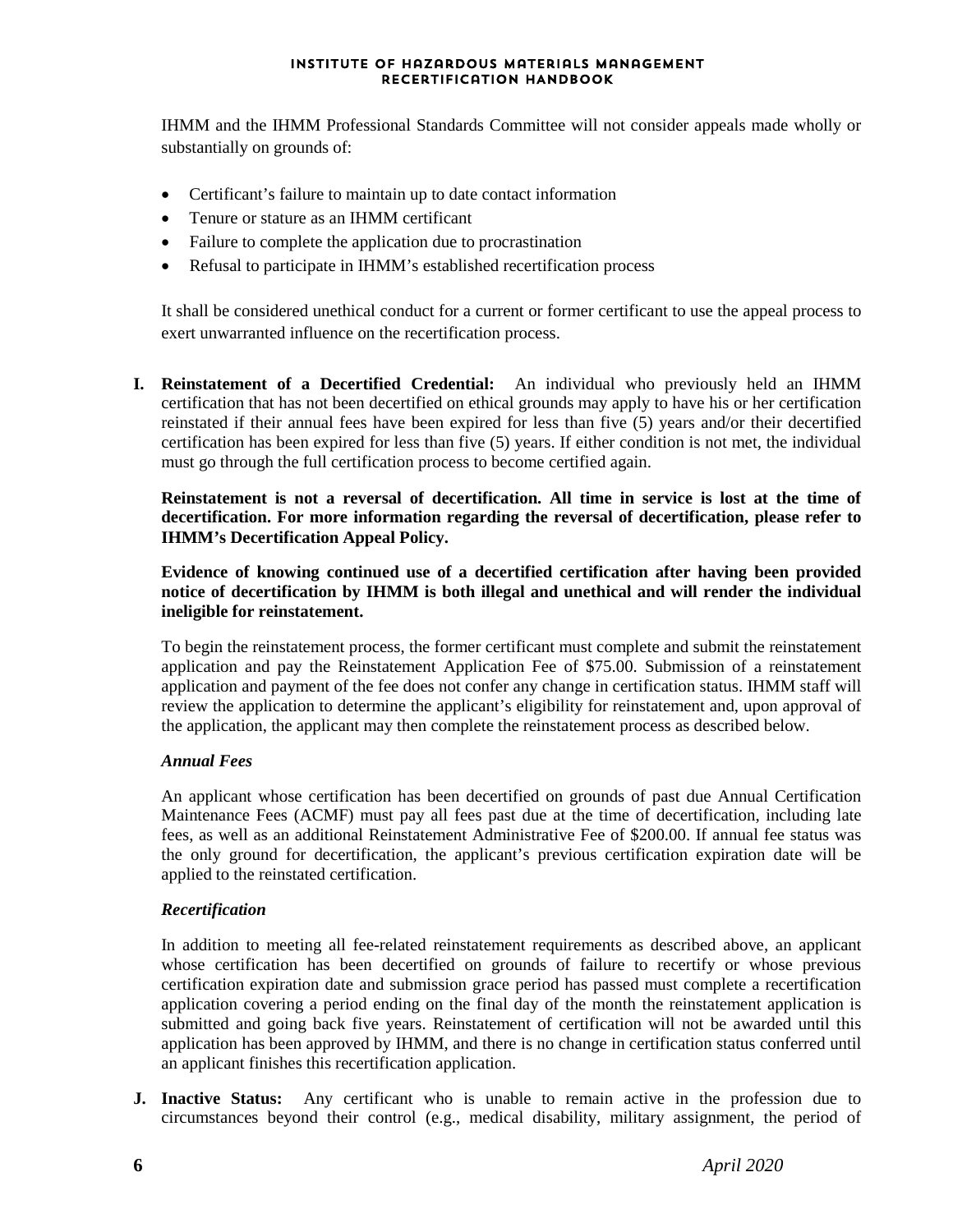IHMM and the IHMM Professional Standards Committee will not consider appeals made wholly or substantially on grounds of:

- Certificant's failure to maintain up to date contact information
- Tenure or stature as an IHMM certificant
- Failure to complete the application due to procrastination
- Refusal to participate in IHMM's established recertification process

It shall be considered unethical conduct for a current or former certificant to use the appeal process to exert unwarranted influence on the recertification process.

**I. Reinstatement of a Decertified Credential:** An individual who previously held an IHMM certification that has not been decertified on ethical grounds may apply to have his or her certification reinstated if their annual fees have been expired for less than five (5) years and/or their decertified certification has been expired for less than five (5) years. If either condition is not met, the individual must go through the full certification process to become certified again.

**Reinstatement is not a reversal of decertification. All time in service is lost at the time of decertification. For more information regarding the reversal of decertification, please refer to IHMM's Decertification Appeal Policy.**

**Evidence of knowing continued use of a decertified certification after having been provided notice of decertification by IHMM is both illegal and unethical and will render the individual ineligible for reinstatement.**

To begin the reinstatement process, the former certificant must complete and submit the reinstatement application and pay the Reinstatement Application Fee of $75.00. Submission of a reinstatement application and payment of the fee does not confer any change in certification status. IHMM staff will review the application to determine the applicant's eligibility for reinstatement and, upon approval of the application, the applicant may then complete the reinstatement process as described below.

***Annual Fees***

An applicant whose certification has been decertified on grounds of past due Annual Certification Maintenance Fees (ACMF) must pay all fees past due at the time of decertification, including late fees, as well as an additional Reinstatement Administrative Fee of $200.00. If annual fee status was the only ground for decertification, the applicant's previous certification expiration date will be applied to the reinstated certification.

***Recertification***

In addition to meeting all fee-related reinstatement requirements as described above, an applicant whose certification has been decertified on grounds of failure to recertify or whose previous certification expiration date and submission grace period has passed must complete a recertification application covering a period ending on the final day of the month the reinstatement application is submitted and going back five years. Reinstatement of certification will not be awarded until this application has been approved by IHMM, and there is no change in certification status conferred until an applicant finishes this recertification application.

**J. Inactive Status:** Any certificant who is unable to remain active in the profession due to circumstances beyond their control (e.g., medical disability, military assignment, the period of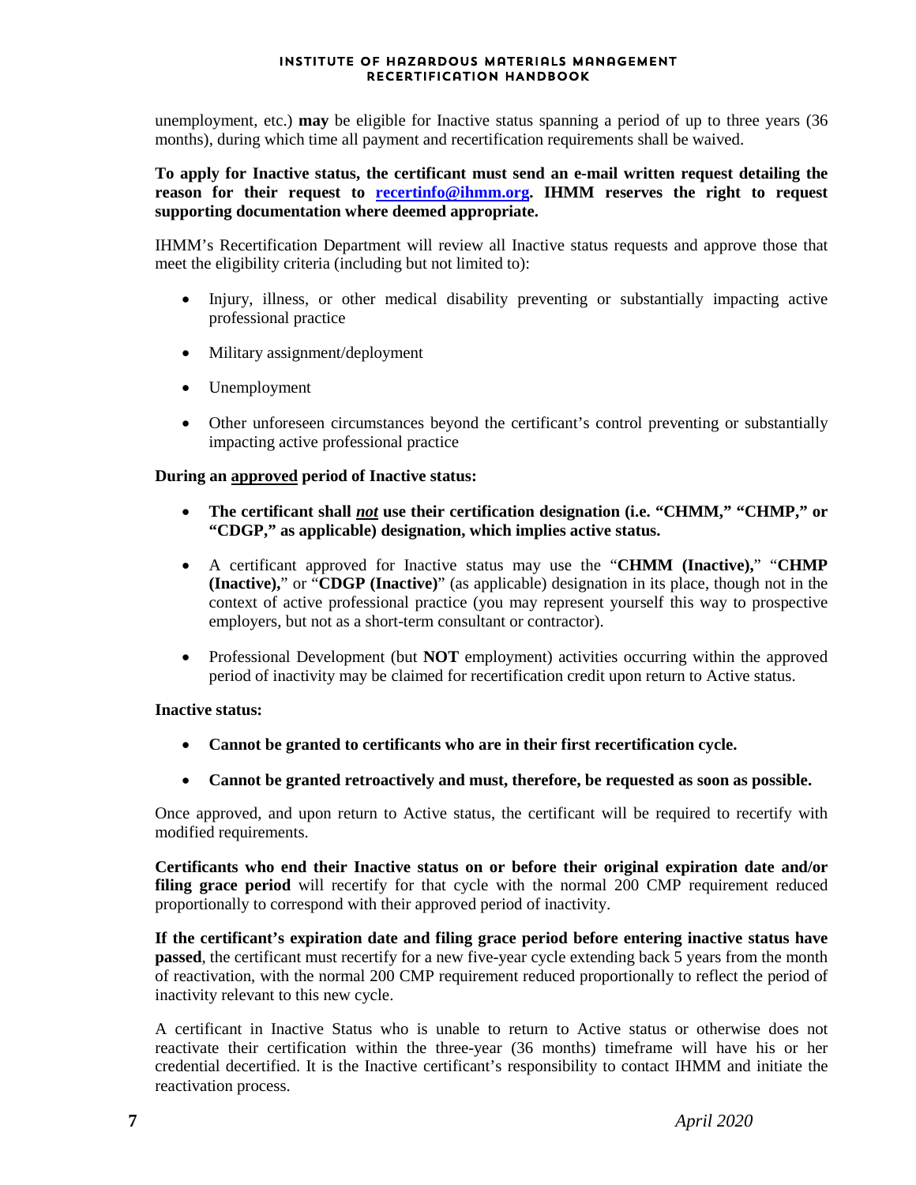unemployment, etc.) **may** be eligible for Inactive status spanning a period of up to three years (36 months), during which time all payment and recertification requirements shall be waived.

**To apply for Inactive status, the certificant must send an e-mail written request detailing the reason for their request to [recertinfo@ihmm.org](mailto:recertinfo@ihmm.org). IHMM reserves the right to request supporting documentation where deemed appropriate.**

IHMM's Recertification Department will review all Inactive status requests and approve those that meet the eligibility criteria (including but not limited to):

- Injury, illness, or other medical disability preventing or substantially impacting active professional practice
- Military assignment/deployment
- Unemployment
- Other unforeseen circumstances beyond the certificant's control preventing or substantially impacting active professional practice

**During an <u>approved</u> period of Inactive status:**

- **The certificant shall *<u>not</u>* use their certification designation (i.e. "CHMM," "CHMP," or "CDGP," as applicable) designation, which implies active status.**
- A certificant approved for Inactive status may use the "**CHMM (Inactive),**" "**CHMP (Inactive),**" or "**CDGP (Inactive)**" (as applicable) designation in its place, though not in the context of active professional practice (you may represent yourself this way to prospective employers, but not as a short-term consultant or contractor).
- Professional Development (but **NOT** employment) activities occurring within the approved period of inactivity may be claimed for recertification credit upon return to Active status.

**Inactive status:**

- **Cannot be granted to certificants who are in their first recertification cycle.**
- **Cannot be granted retroactively and must, therefore, be requested as soon as possible.**

Once approved, and upon return to Active status, the certificant will be required to recertify with modified requirements.

**Certificants who end their Inactive status on or before their original expiration date and/or filing grace period** will recertify for that cycle with the normal 200 CMP requirement reduced proportionally to correspond with their approved period of inactivity.

**If the certificant's expiration date and filing grace period before entering inactive status have passed**, the certificant must recertify for a new five-year cycle extending back 5 years from the month of reactivation, with the normal 200 CMP requirement reduced proportionally to reflect the period of inactivity relevant to this new cycle.

A certificant in Inactive Status who is unable to return to Active status or otherwise does not reactivate their certification within the three-year (36 months) timeframe will have his or her credential decertified. It is the Inactive certificant's responsibility to contact IHMM and initiate the reactivation process.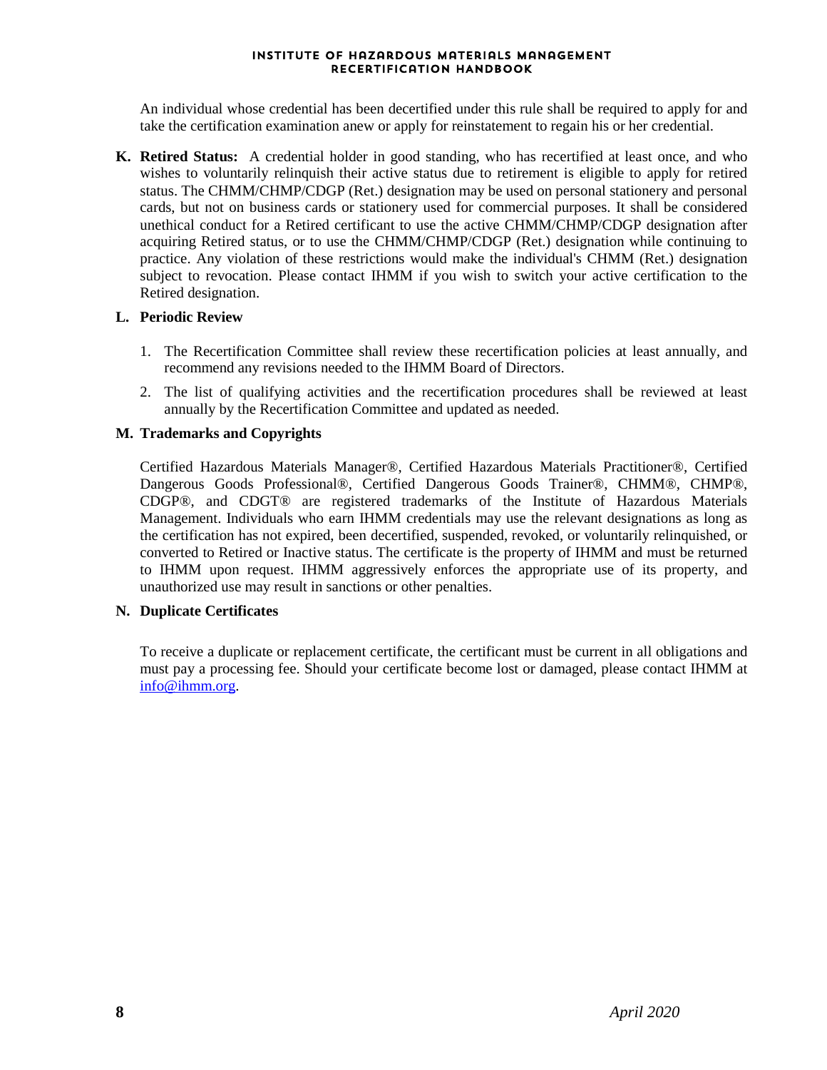An individual whose credential has been decertified under this rule shall be required to apply for and take the certification examination anew or apply for reinstatement to regain his or her credential.

**K. Retired Status:** A credential holder in good standing, who has recertified at least once, and who wishes to voluntarily relinquish their active status due to retirement is eligible to apply for retired status. The CHMM/CHMP/CDGP (Ret.) designation may be used on personal stationery and personal cards, but not on business cards or stationery used for commercial purposes. It shall be considered unethical conduct for a Retired certificant to use the active CHMM/CHMP/CDGP designation after acquiring Retired status, or to use the CHMM/CHMP/CDGP (Ret.) designation while continuing to practice. Any violation of these restrictions would make the individual's CHMM (Ret.) designation subject to revocation. Please contact IHMM if you wish to switch your active certification to the Retired designation.

**L. Periodic Review**

1. The Recertification Committee shall review these recertification policies at least annually, and recommend any revisions needed to the IHMM Board of Directors.
2. The list of qualifying activities and the recertification procedures shall be reviewed at least annually by the Recertification Committee and updated as needed.

**M. Trademarks and Copyrights**

Certified Hazardous Materials Manager®, Certified Hazardous Materials Practitioner®, Certified Dangerous Goods Professional®, Certified Dangerous Goods Trainer®, CHMM®, CHMP®, CDGP®, and CDGT® are registered trademarks of the Institute of Hazardous Materials Management. Individuals who earn IHMM credentials may use the relevant designations as long as the certification has not expired, been decertified, suspended, revoked, or voluntarily relinquished, or converted to Retired or Inactive status. The certificate is the property of IHMM and must be returned to IHMM upon request. IHMM aggressively enforces the appropriate use of its property, and unauthorized use may result in sanctions or other penalties.

**N. Duplicate Certificates**

To receive a duplicate or replacement certificate, the certificant must be current in all obligations and must pay a processing fee. Should your certificate become lost or damaged, please contact IHMM at info@ihmm.org.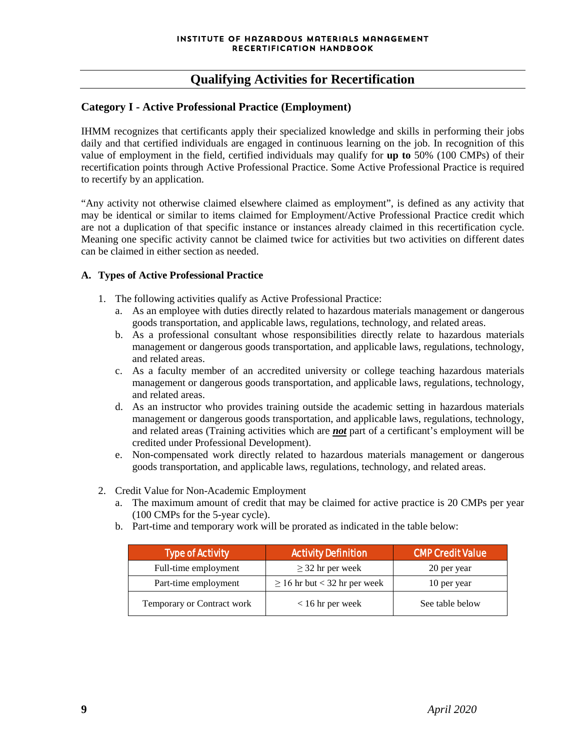## Qualifying Activities for Recertification

### Category I - Active Professional Practice (Employment)

IHMM recognizes that certificants apply their specialized knowledge and skills in performing their jobs daily and that certified individuals are engaged in continuous learning on the job. In recognition of this value of employment in the field, certified individuals may qualify for **up to** 50% (100 CMPs) of their recertification points through Active Professional Practice. Some Active Professional Practice is required to recertify by an application.

"Any activity not otherwise claimed elsewhere claimed as employment", is defined as any activity that may be identical or similar to items claimed for Employment/Active Professional Practice credit which are not a duplication of that specific instance or instances already claimed in this recertification cycle. Meaning one specific activity cannot be claimed twice for activities but two activities on different dates can be claimed in either section as needed.

#### A. Types of Active Professional Practice

1. The following activities qualify as Active Professional Practice:
   a. As an employee with duties directly related to hazardous materials management or dangerous goods transportation, and applicable laws, regulations, technology, and related areas.
   b. As a professional consultant whose responsibilities directly relate to hazardous materials management or dangerous goods transportation, and applicable laws, regulations, technology, and related areas.
   c. As a faculty member of an accredited university or college teaching hazardous materials management or dangerous goods transportation, and applicable laws, regulations, technology, and related areas.
   d. As an instructor who provides training outside the academic setting in hazardous materials management or dangerous goods transportation, and applicable laws, regulations, technology, and related areas (Training activities which are ***not*** part of a certificant's employment will be credited under Professional Development).
   e. Non-compensated work directly related to hazardous materials management or dangerous goods transportation, and applicable laws, regulations, technology, and related areas.

2. Credit Value for Non-Academic Employment
   a. The maximum amount of credit that may be claimed for active practice is 20 CMPs per year (100 CMPs for the 5-year cycle).
   b. Part-time and temporary work will be prorated as indicated in the table below:

| Type of Activity | Activity Definition | CMP Credit Value |
|---|---|---|
| Full-time employment | ≥ 32 hr per week | 20 per year |
| Part-time employment | ≥ 16 hr but < 32 hr per week | 10 per year |
| Temporary or Contract work | < 16 hr per week | See table below |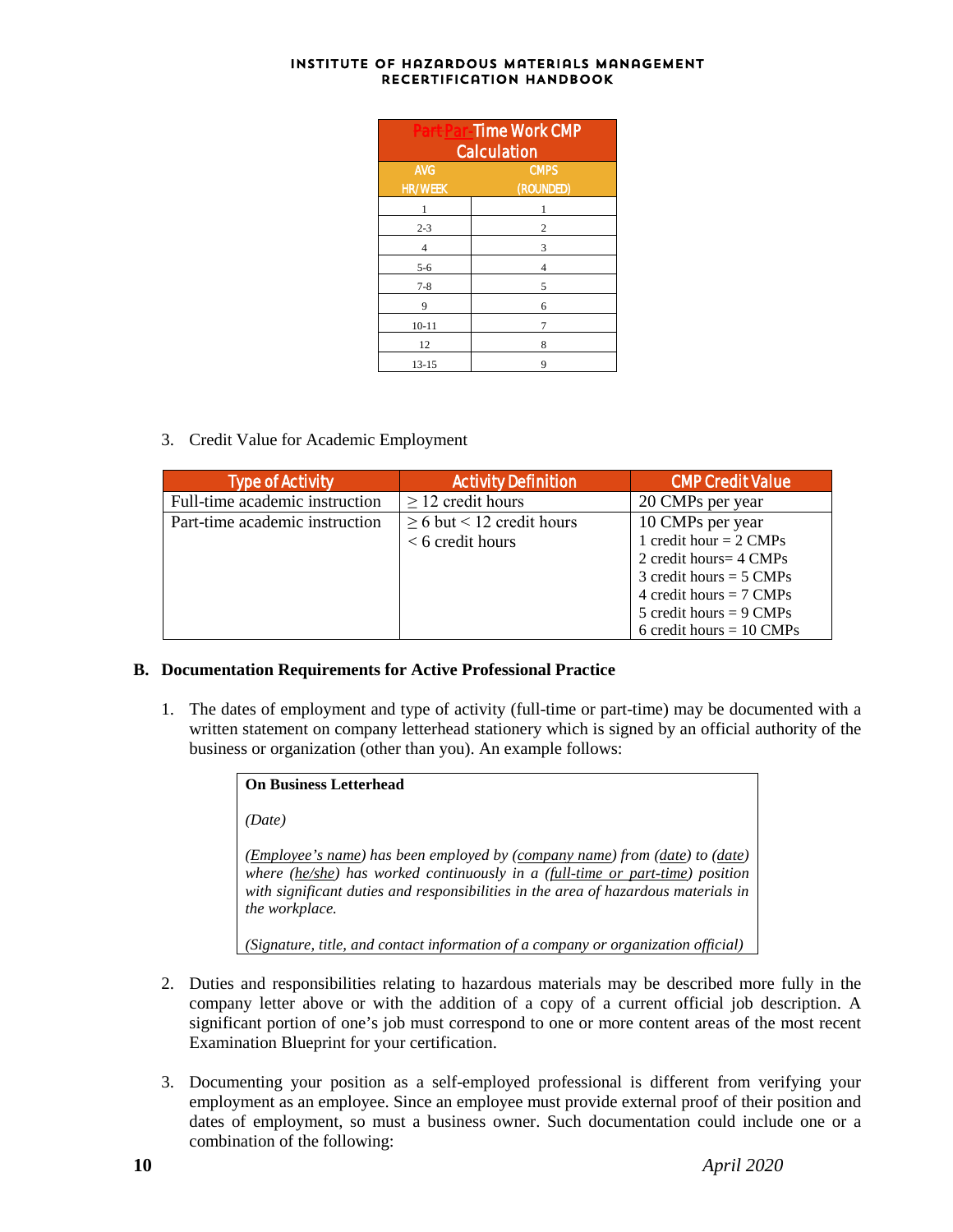| Part Par-Time Work CMP Calculation | |
|---|---|
| AVG HR/WEEK | CMPS (ROUNDED) |
| 1 | 1 |
| 2-3 | 2 |
| 4 | 3 |
| 5-6 | 4 |
| 7-8 | 5 |
| 9 | 6 |
| 10-11 | 7 |
| 12 | 8 |
| 13-15 | 9 |

3. Credit Value for Academic Employment

| Type of Activity | Activity Definition | CMP Credit Value |
|---|---|---|
| Full-time academic instruction | ≥ 12 credit hours | 20 CMPs per year |
| Part-time academic instruction | ≥ 6 but < 12 credit hours<br>< 6 credit hours | 10 CMPs per year<br>1 credit hour = 2 CMPs<br>2 credit hours= 4 CMPs<br>3 credit hours = 5 CMPs<br>4 credit hours = 7 CMPs<br>5 credit hours = 9 CMPs<br>6 credit hours = 10 CMPs |

## B. Documentation Requirements for Active Professional Practice

1. The dates of employment and type of activity (full-time or part-time) may be documented with a written statement on company letterhead stationery which is signed by an official authority of the business or organization (other than you). An example follows:

> **On Business Letterhead**
>
> *(Date)*
>
> *(Employee's name) has been employed by (company name) from (date) to (date) where (he/she) has worked continuously in a (full-time or part-time) position with significant duties and responsibilities in the area of hazardous materials in the workplace.*
>
> *(Signature, title, and contact information of a company or organization official)*

2. Duties and responsibilities relating to hazardous materials may be described more fully in the company letter above or with the addition of a copy of a current official job description. A significant portion of one's job must correspond to one or more content areas of the most recent Examination Blueprint for your certification.

3. Documenting your position as a self-employed professional is different from verifying your employment as an employee. Since an employee must provide external proof of their position and dates of employment, so must a business owner. Such documentation could include one or a combination of the following: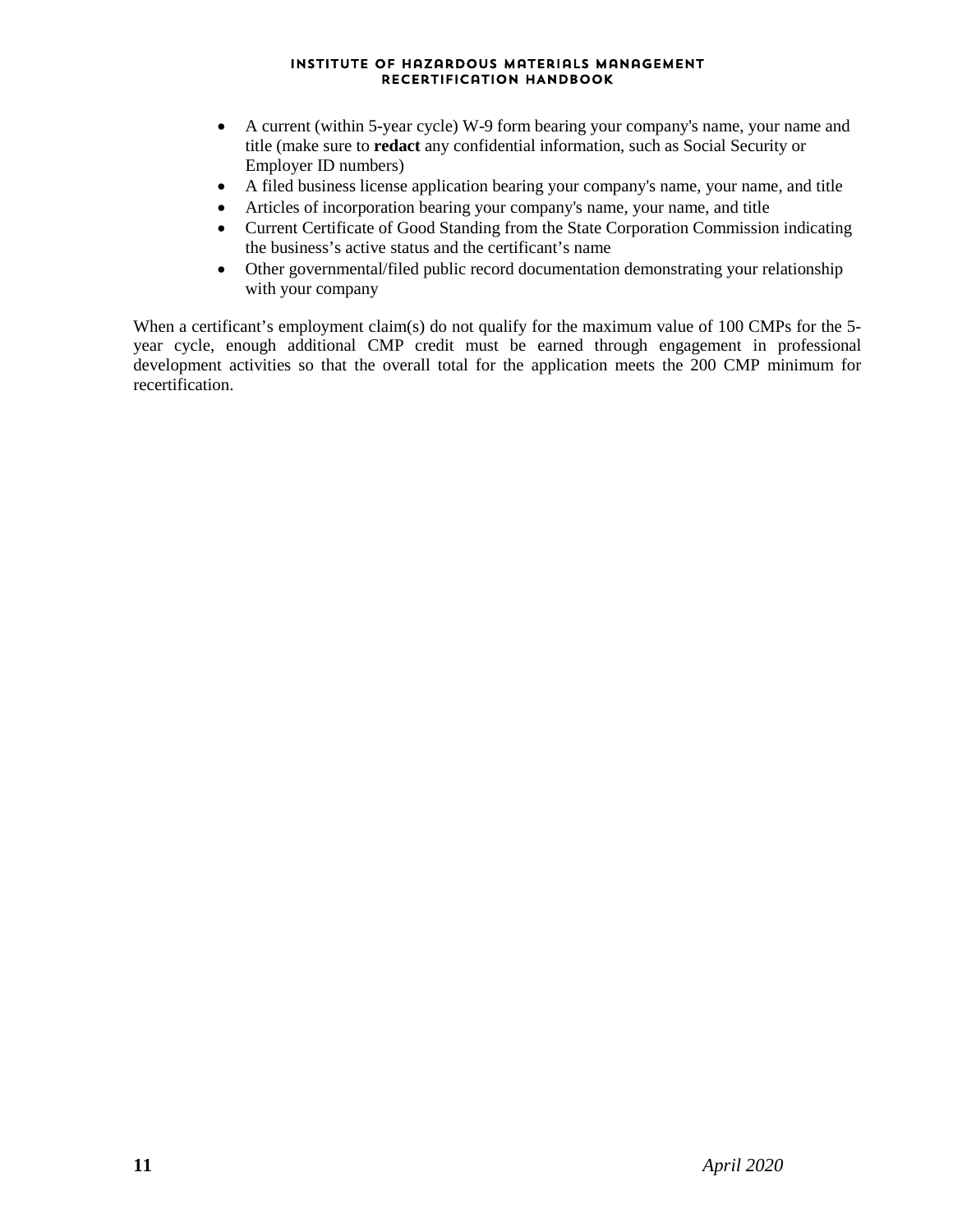- A current (within 5-year cycle) W-9 form bearing your company's name, your name and title (make sure to **redact** any confidential information, such as Social Security or Employer ID numbers)
- A filed business license application bearing your company's name, your name, and title
- Articles of incorporation bearing your company's name, your name, and title
- Current Certificate of Good Standing from the State Corporation Commission indicating the business's active status and the certificant's name
- Other governmental/filed public record documentation demonstrating your relationship with your company

When a certificant's employment claim(s) do not qualify for the maximum value of 100 CMPs for the 5-year cycle, enough additional CMP credit must be earned through engagement in professional development activities so that the overall total for the application meets the 200 CMP minimum for recertification.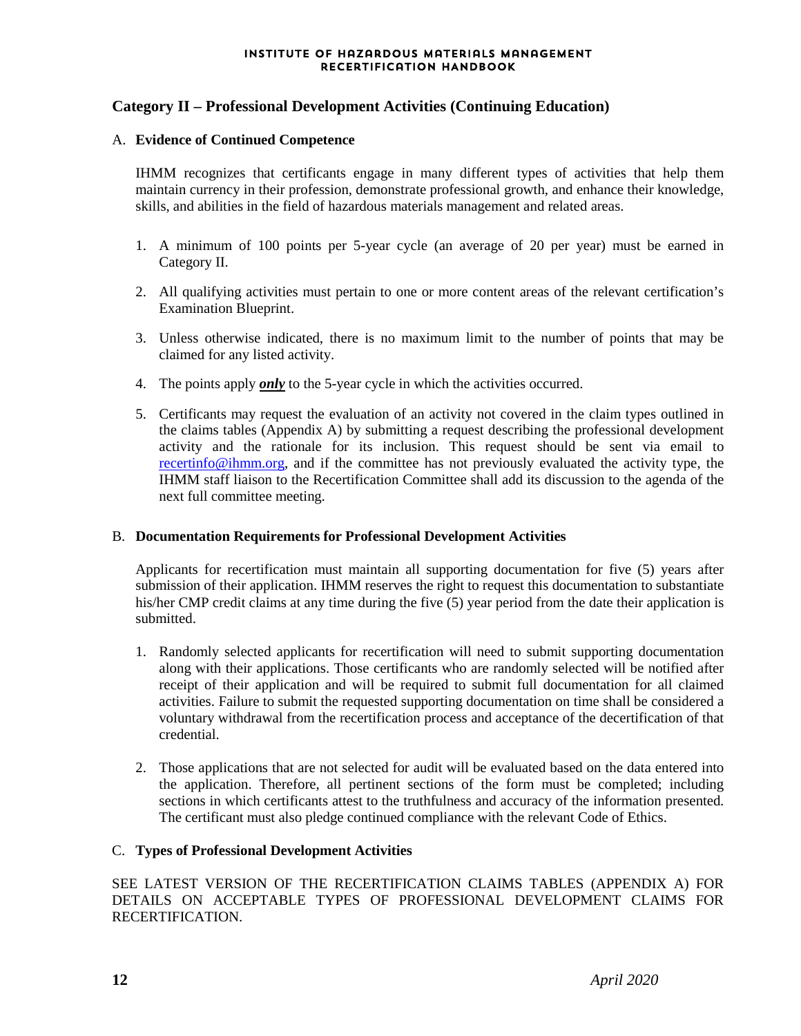## Category II – Professional Development Activities (Continuing Education)

A. **Evidence of Continued Competence**

IHMM recognizes that certificants engage in many different types of activities that help them maintain currency in their profession, demonstrate professional growth, and enhance their knowledge, skills, and abilities in the field of hazardous materials management and related areas.

1. A minimum of 100 points per 5-year cycle (an average of 20 per year) must be earned in Category II.
2. All qualifying activities must pertain to one or more content areas of the relevant certification's Examination Blueprint.
3. Unless otherwise indicated, there is no maximum limit to the number of points that may be claimed for any listed activity.
4. The points apply ***only*** to the 5-year cycle in which the activities occurred.
5. Certificants may request the evaluation of an activity not covered in the claim types outlined in the claims tables (Appendix A) by submitting a request describing the professional development activity and the rationale for its inclusion. This request should be sent via email to recertinfo@ihmm.org, and if the committee has not previously evaluated the activity type, the IHMM staff liaison to the Recertification Committee shall add its discussion to the agenda of the next full committee meeting.

B. **Documentation Requirements for Professional Development Activities**

Applicants for recertification must maintain all supporting documentation for five (5) years after submission of their application. IHMM reserves the right to request this documentation to substantiate his/her CMP credit claims at any time during the five (5) year period from the date their application is submitted.

1. Randomly selected applicants for recertification will need to submit supporting documentation along with their applications. Those certificants who are randomly selected will be notified after receipt of their application and will be required to submit full documentation for all claimed activities. Failure to submit the requested supporting documentation on time shall be considered a voluntary withdrawal from the recertification process and acceptance of the decertification of that credential.
2. Those applications that are not selected for audit will be evaluated based on the data entered into the application. Therefore, all pertinent sections of the form must be completed; including sections in which certificants attest to the truthfulness and accuracy of the information presented. The certificant must also pledge continued compliance with the relevant Code of Ethics.

C. **Types of Professional Development Activities**

SEE LATEST VERSION OF THE RECERTIFICATION CLAIMS TABLES (APPENDIX A) FOR DETAILS ON ACCEPTABLE TYPES OF PROFESSIONAL DEVELOPMENT CLAIMS FOR RECERTIFICATION.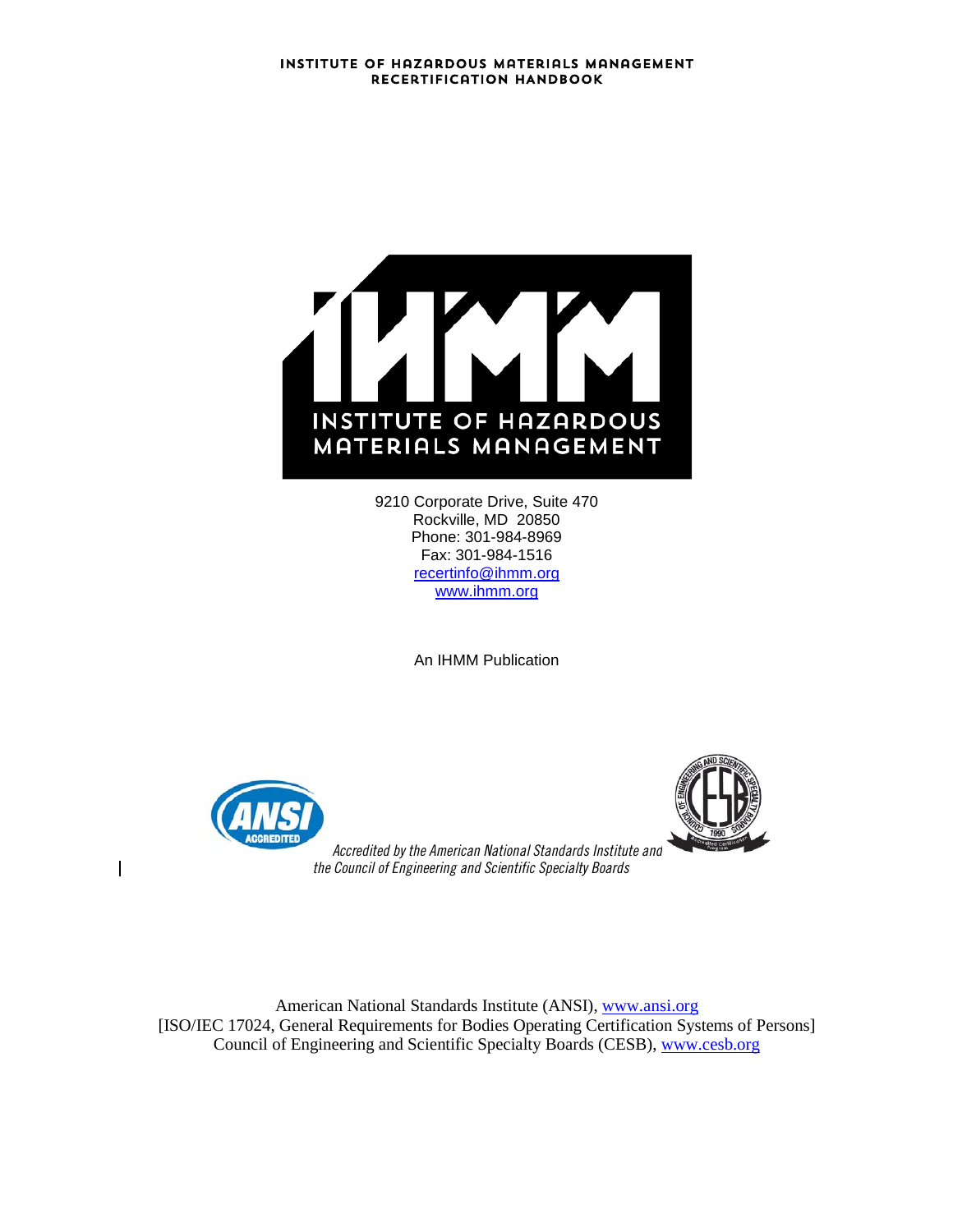INSTITUTE OF HAZARDOUS MATERIALS MANAGEMENT
RECERTIFICATION HANDBOOK

INSTITUTE OF HAZARDOUS MATERIALS MANAGEMENT

9210 Corporate Drive, Suite 470
Rockville, MD 20850
Phone: 301-984-8969
Fax: 301-984-1516
recertinfo@ihmm.org
www.ihmm.org

An IHMM Publication

*Accredited by the American National Standards Institute and the Council of Engineering and Scientific Specialty Boards*

American National Standards Institute (ANSI), www.ansi.org
[ISO/IEC 17024, General Requirements for Bodies Operating Certification Systems of Persons]
Council of Engineering and Scientific Specialty Boards (CESB), www.cesb.org